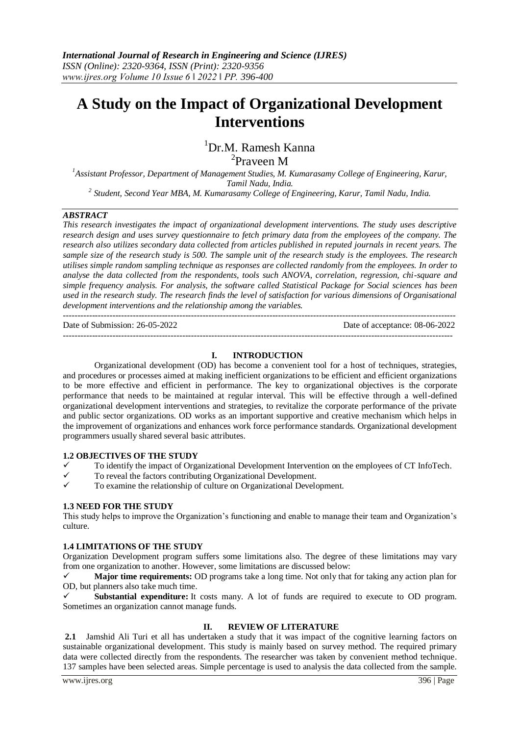# A Study on the Impact of Organizational Development Interventions

[1]Dr.M. Ramesh Kanna
[2]Praveen M

*[1]Assistant Professor, Department of Management Studies, M. Kumarasamy College of Engineering, Karur, Tamil Nadu, India.*
*[2] Student, Second Year MBA, M. Kumarasamy College of Engineering, Karur, Tamil Nadu, India.*

***ABSTRACT***

*This research investigates the impact of organizational development interventions. The study uses descriptive research design and uses survey questionnaire to fetch primary data from the employees of the company. The research also utilizes secondary data collected from articles published in reputed journals in recent years. The sample size of the research study is 500. The sample unit of the research study is the employees. The research utilises simple random sampling technique as responses are collected randomly from the employees. In order to analyse the data collected from the respondents, tools such ANOVA, correlation, regression, chi-square and simple frequency analysis. For analysis, the software called Statistical Package for Social sciences has been used in the research study. The research finds the level of satisfaction for various dimensions of Organisational development interventions and the relationship among the variables.*

Date of Submission: 26-05-2022 Date of acceptance: 08-06-2022

## I. INTRODUCTION

Organizational development (OD) has become a convenient tool for a host of techniques, strategies, and procedures or processes aimed at making inefficient organizations to be efficient and efficient organizations to be more effective and efficient in performance. The key to organizational objectives is the corporate performance that needs to be maintained at regular interval. This will be effective through a well-defined organizational development interventions and strategies, to revitalize the corporate performance of the private and public sector organizations. OD works as an important supportive and creative mechanism which helps in the improvement of organizations and enhances work force performance standards. Organizational development programmers usually shared several basic attributes.

### 1.2 OBJECTIVES OF THE STUDY

- ✓ To identify the impact of Organizational Development Intervention on the employees of CT InfoTech.
- ✓ To reveal the factors contributing Organizational Development.
- ✓ To examine the relationship of culture on Organizational Development.

### 1.3 NEED FOR THE STUDY

This study helps to improve the Organization's functioning and enable to manage their team and Organization's culture.

### 1.4 LIMITATIONS OF THE STUDY

Organization Development program suffers some limitations also. The degree of these limitations may vary from one organization to another. However, some limitations are discussed below:

- ✓ **Major time requirements:** OD programs take a long time. Not only that for taking any action plan for OD, but planners also take much time.
- ✓ **Substantial expenditure:** It costs many. A lot of funds are required to execute to OD program. Sometimes an organization cannot manage funds.

## II. REVIEW OF LITERATURE

**2.1** Jamshid Ali Turi et all has undertaken a study that it was impact of the cognitive learning factors on sustainable organizational development. This study is mainly based on survey method. The required primary data were collected directly from the respondents. The researcher was taken by convenient method technique. 137 samples have been selected areas. Simple percentage is used to analysis the data collected from the sample.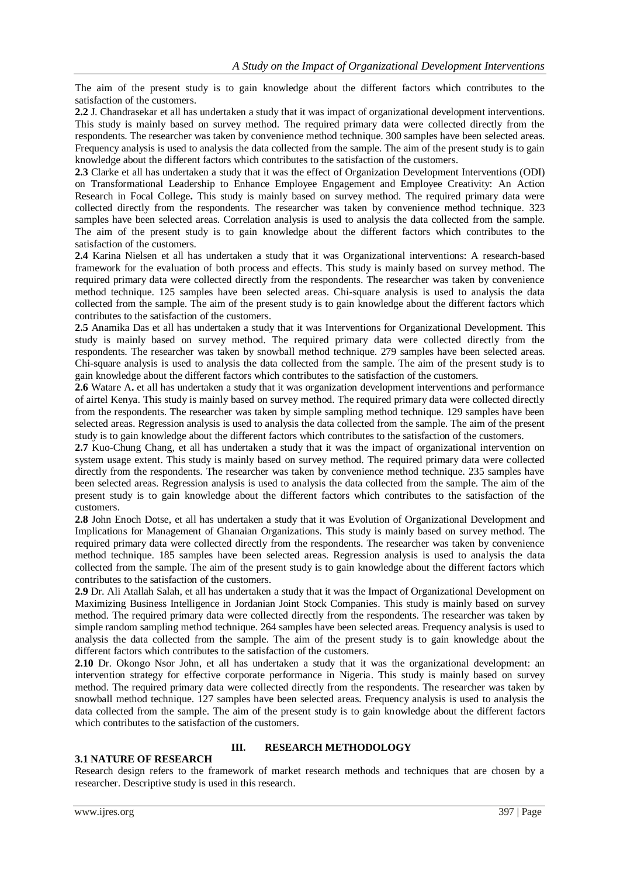The aim of the present study is to gain knowledge about the different factors which contributes to the satisfaction of the customers.

**2.2** J. Chandrasekar et all has undertaken a study that it was impact of organizational development interventions. This study is mainly based on survey method. The required primary data were collected directly from the respondents. The researcher was taken by convenience method technique. 300 samples have been selected areas. Frequency analysis is used to analysis the data collected from the sample. The aim of the present study is to gain knowledge about the different factors which contributes to the satisfaction of the customers.

**2.3** Clarke et all has undertaken a study that it was the effect of Organization Development Interventions (ODI) on Transformational Leadership to Enhance Employee Engagement and Employee Creativity: An Action Research in Focal College**.** This study is mainly based on survey method. The required primary data were collected directly from the respondents. The researcher was taken by convenience method technique. 323 samples have been selected areas. Correlation analysis is used to analysis the data collected from the sample. The aim of the present study is to gain knowledge about the different factors which contributes to the satisfaction of the customers.

**2.4** Karina Nielsen et all has undertaken a study that it was Organizational interventions: A research-based framework for the evaluation of both process and effects. This study is mainly based on survey method. The required primary data were collected directly from the respondents. The researcher was taken by convenience method technique. 125 samples have been selected areas. Chi-square analysis is used to analysis the data collected from the sample. The aim of the present study is to gain knowledge about the different factors which contributes to the satisfaction of the customers.

**2.5** Anamika Das et all has undertaken a study that it was Interventions for Organizational Development. This study is mainly based on survey method. The required primary data were collected directly from the respondents. The researcher was taken by snowball method technique. 279 samples have been selected areas. Chi-square analysis is used to analysis the data collected from the sample. The aim of the present study is to gain knowledge about the different factors which contributes to the satisfaction of the customers.

**2.6** Watare A**.** et all has undertaken a study that it was organization development interventions and performance of airtel Kenya. This study is mainly based on survey method. The required primary data were collected directly from the respondents. The researcher was taken by simple sampling method technique. 129 samples have been selected areas. Regression analysis is used to analysis the data collected from the sample. The aim of the present study is to gain knowledge about the different factors which contributes to the satisfaction of the customers.

**2.7** Kuo-Chung Chang, et all has undertaken a study that it was the impact of organizational intervention on system usage extent. This study is mainly based on survey method. The required primary data were collected directly from the respondents. The researcher was taken by convenience method technique. 235 samples have been selected areas. Regression analysis is used to analysis the data collected from the sample. The aim of the present study is to gain knowledge about the different factors which contributes to the satisfaction of the customers.

**2.8** John Enoch Dotse, et all has undertaken a study that it was Evolution of Organizational Development and Implications for Management of Ghanaian Organizations. This study is mainly based on survey method. The required primary data were collected directly from the respondents. The researcher was taken by convenience method technique. 185 samples have been selected areas. Regression analysis is used to analysis the data collected from the sample. The aim of the present study is to gain knowledge about the different factors which contributes to the satisfaction of the customers.

**2.9** Dr. Ali Atallah Salah, et all has undertaken a study that it was the Impact of Organizational Development on Maximizing Business Intelligence in Jordanian Joint Stock Companies. This study is mainly based on survey method. The required primary data were collected directly from the respondents. The researcher was taken by simple random sampling method technique. 264 samples have been selected areas. Frequency analysis is used to analysis the data collected from the sample. The aim of the present study is to gain knowledge about the different factors which contributes to the satisfaction of the customers.

**2.10** Dr. Okongo Nsor John, et all has undertaken a study that it was the organizational development: an intervention strategy for effective corporate performance in Nigeria. This study is mainly based on survey method. The required primary data were collected directly from the respondents. The researcher was taken by snowball method technique. 127 samples have been selected areas. Frequency analysis is used to analysis the data collected from the sample. The aim of the present study is to gain knowledge about the different factors which contributes to the satisfaction of the customers.

## III. RESEARCH METHODOLOGY

### 3.1 NATURE OF RESEARCH

Research design refers to the framework of market research methods and techniques that are chosen by a researcher. Descriptive study is used in this research.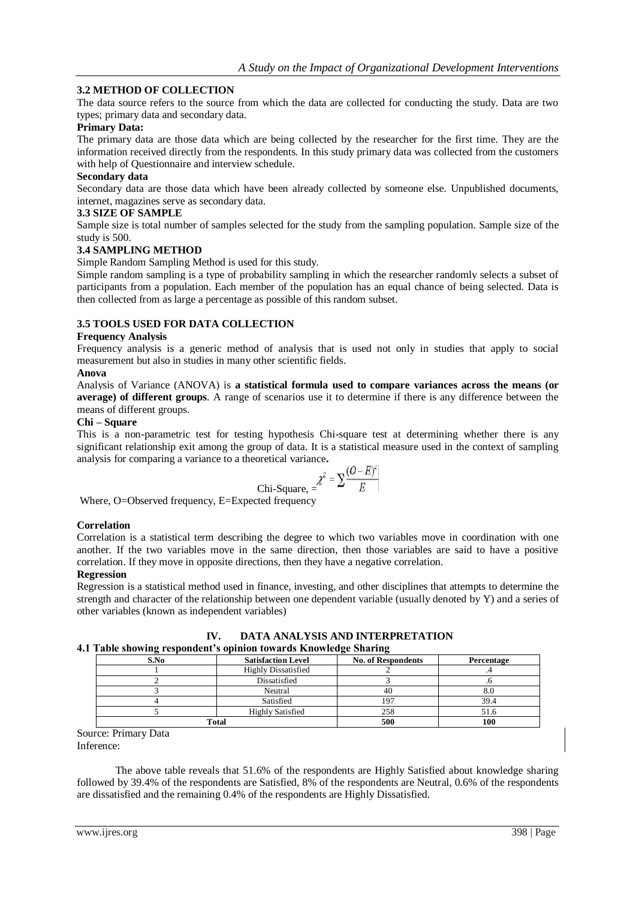### 3.2 METHOD OF COLLECTION

The data source refers to the source from which the data are collected for conducting the study. Data are two types; primary data and secondary data.

**Primary Data:**

The primary data are those data which are being collected by the researcher for the first time. They are the information received directly from the respondents. In this study primary data was collected from the customers with help of Questionnaire and interview schedule.

**Secondary data**

Secondary data are those data which have been already collected by someone else. Unpublished documents, internet, magazines serve as secondary data.

### 3.3 SIZE OF SAMPLE

Sample size is total number of samples selected for the study from the sampling population. Sample size of the study is 500.

### 3.4 SAMPLING METHOD

Simple Random Sampling Method is used for this study.

Simple random sampling is a type of probability sampling in which the researcher randomly selects a subset of participants from a population. Each member of the population has an equal chance of being selected. Data is then collected from as large a percentage as possible of this random subset.

### 3.5 TOOLS USED FOR DATA COLLECTION

**Frequency Analysis**

Frequency analysis is a generic method of analysis that is used not only in studies that apply to social measurement but also in studies in many other scientific fields.

**Anova**

Analysis of Variance (ANOVA) is **a statistical formula used to compare variances across the means (or average) of different groups**. A range of scenarios use it to determine if there is any difference between the means of different groups.

**Chi – Square**

This is a non-parametric test for testing hypothesis Chi-square test at determining whether there is any significant relationship exit among the group of data. It is a statistical measure used in the context of sampling analysis for comparing a variance to a theoretical variance**.**

$$\text{Chi-Square, } = \chi^2 = \sum \frac{(O-E)^2}{E}$$

Where, O=Observed frequency, E=Expected frequency

**Correlation**

Correlation is a statistical term describing the degree to which two variables move in coordination with one another. If the two variables move in the same direction, then those variables are said to have a positive correlation. If they move in opposite directions, then they have a negative correlation.

**Regression**

Regression is a statistical method used in finance, investing, and other disciplines that attempts to determine the strength and character of the relationship between one dependent variable (usually denoted by Y) and a series of other variables (known as independent variables)

## IV. DATA ANALYSIS AND INTERPRETATION

**4.1 Table showing respondent's opinion towards Knowledge Sharing**

| S.No | Satisfaction Level | No. of Respondents | Percentage |
|---|---|---|---|
| 1 | Highly Dissatisfied | 2 | .4 |
| 2 | Dissatisfied | 3 | .6 |
| 3 | Neutral | 40 | 8.0 |
| 4 | Satisfied | 197 | 39.4 |
| 5 | Highly Satisfied | 258 | 51.6 |
| **Total** | | **500** | **100** |

Source: Primary Data

Inference:

The above table reveals that 51.6% of the respondents are Highly Satisfied about knowledge sharing followed by 39.4% of the respondents are Satisfied, 8% of the respondents are Neutral, 0.6% of the respondents are dissatisfied and the remaining 0.4% of the respondents are Highly Dissatisfied.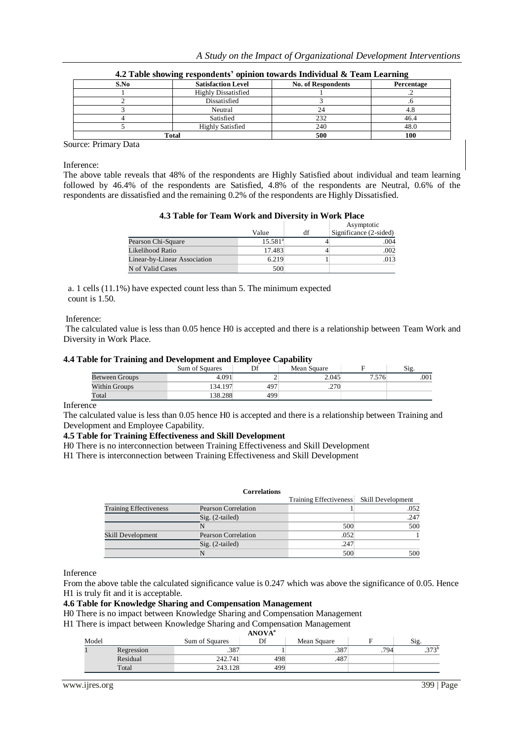**4.2 Table showing respondents' opinion towards Individual & Team Learning**

| S.No | Satisfaction Level | No. of Respondents | Percentage |
|---|---|---|---|
| 1 | Highly Dissatisfied | 1 | .2 |
| 2 | Dissatisfied | 3 | .6 |
| 3 | Neutral | 24 | 4.8 |
| 4 | Satisfied | 232 | 46.4 |
| 5 | Highly Satisfied | 240 | 48.0 |
| Total | | 500 | 100 |

Source: Primary Data

Inference:

The above table reveals that 48% of the respondents are Highly Satisfied about individual and team learning followed by 46.4% of the respondents are Satisfied, 4.8% of the respondents are Neutral, 0.6% of the respondents are dissatisfied and the remaining 0.2% of the respondents are Highly Dissatisfied.

**4.3 Table for Team Work and Diversity in Work Place**

| | Value | df | Asymptotic Significance (2-sided) |
|---|---|---|---|
| Pearson Chi-Square | 15.581[a] | 4 | .004 |
| Likelihood Ratio | 17.483 | 4 | .002 |
| Linear-by-Linear Association | 6.219 | 1 | .013 |
| N of Valid Cases | 500 | | |

a. 1 cells (11.1%) have expected count less than 5. The minimum expected count is 1.50.

Inference:

The calculated value is less than 0.05 hence H0 is accepted and there is a relationship between Team Work and Diversity in Work Place.

**4.4 Table for Training and Development and Employee Capability**

| | Sum of Squares | Df | Mean Square | F | Sig. |
|---|---|---|---|---|---|
| Between Groups | 4.091 | 2 | 2.045 | 7.576 | .001 |
| Within Groups | 134.197 | 497 | .270 | | |
| Total | 138.288 | 499 | | | |

Inference

The calculated value is less than 0.05 hence H0 is accepted and there is a relationship between Training and Development and Employee Capability.

**4.5 Table for Training Effectiveness and Skill Development**

H0 There is no interconnection between Training Effectiveness and Skill Development

H1 There is interconnection between Training Effectiveness and Skill Development

**Correlations**

| | | Training Effectiveness | Skill Development |
|---|---|---|---|
| Training Effectiveness | Pearson Correlation | 1 | .052 |
| | Sig. (2-tailed) | | .247 |
| | N | 500 | 500 |
| Skill Development | Pearson Correlation | .052 | 1 |
| | Sig. (2-tailed) | .247 | |
| | N | 500 | 500 |

Inference

From the above table the calculated significance value is 0.247 which was above the significance of 0.05. Hence H1 is truly fit and it is acceptable.

**4.6 Table for Knowledge Sharing and Compensation Management**

H0 There is no impact between Knowledge Sharing and Compensation Management

H1 There is impact between Knowledge Sharing and Compensation Management

**ANOVA[a]**

| Model | | Sum of Squares | Df | Mean Square | F | Sig. |
|---|---|---|---|---|---|---|
| 1 | Regression | .387 | 1 | .387 | .794 | .373[b] |
| | Residual | 242.741 | 498 | .487 | | |
| | Total | 243.128 | 499 | | | |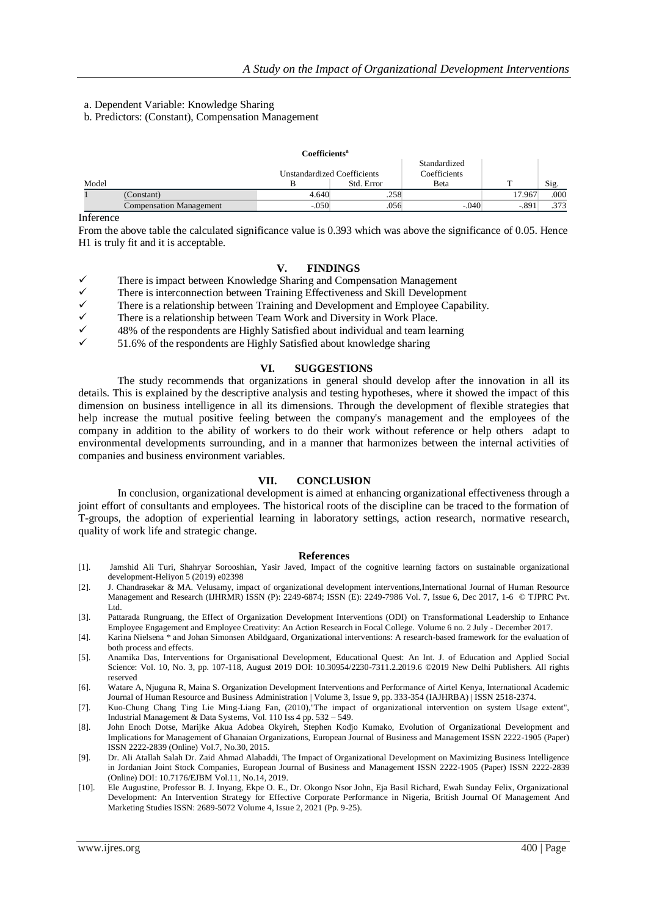a. Dependent Variable: Knowledge Sharing

b. Predictors: (Constant), Compensation Management

**Coefficients[a]**

| Model | | Unstandardized Coefficients | | Standardized Coefficients | | |
|---|---|---|---|---|---|---|
| | | B | Std. Error | Beta | T | Sig. |
| 1 | (Constant) | 4.640 | .258 | | 17.967 | .000 |
| | Compensation Management | -.050 | .056 | -.040 | -.891 | .373 |

Inference

From the above table the calculated significance value is 0.393 which was above the significance of 0.05. Hence H1 is truly fit and it is acceptable.

## V. FINDINGS

- ✓ There is impact between Knowledge Sharing and Compensation Management
- ✓ There is interconnection between Training Effectiveness and Skill Development
- ✓ There is a relationship between Training and Development and Employee Capability.
- ✓ There is a relationship between Team Work and Diversity in Work Place.
- ✓ 48% of the respondents are Highly Satisfied about individual and team learning
- ✓ 51.6% of the respondents are Highly Satisfied about knowledge sharing

## VI. SUGGESTIONS

The study recommends that organizations in general should develop after the innovation in all its details. This is explained by the descriptive analysis and testing hypotheses, where it showed the impact of this dimension on business intelligence in all its dimensions. Through the development of flexible strategies that help increase the mutual positive feeling between the company's management and the employees of the company in addition to the ability of workers to do their work without reference or help others adapt to environmental developments surrounding, and in a manner that harmonizes between the internal activities of companies and business environment variables.

## VII. CONCLUSION

In conclusion, organizational development is aimed at enhancing organizational effectiveness through a joint effort of consultants and employees. The historical roots of the discipline can be traced to the formation of T-groups, the adoption of experiential learning in laboratory settings, action research, normative research, quality of work life and strategic change.

## References

[1]. Jamshid Ali Turi, Shahryar Sorooshian, Yasir Javed, Impact of the cognitive learning factors on sustainable organizational development-Heliyon 5 (2019) e02398

[2]. J. Chandrasekar & MA. Velusamy, impact of organizational development interventions,International Journal of Human Resource Management and Research (IJHRMR) ISSN (P): 2249-6874; ISSN (E): 2249-7986 Vol. 7, Issue 6, Dec 2017, 1-6 © TJPRC Pvt. Ltd.

[3]. Pattarada Rungruang, the Effect of Organization Development Interventions (ODI) on Transformational Leadership to Enhance Employee Engagement and Employee Creativity: An Action Research in Focal College. Volume 6 no. 2 July - December 2017.

[4]. Karina Nielsena * and Johan Simonsen Abildgaard, Organizational interventions: A research-based framework for the evaluation of both process and effects.

[5]. Anamika Das, Interventions for Organisational Development, Educational Quest: An Int. J. of Education and Applied Social Science: Vol. 10, No. 3, pp. 107-118, August 2019 DOI: 10.30954/2230-7311.2.2019.6 ©2019 New Delhi Publishers. All rights reserved

[6]. Watare A, Njuguna R, Maina S. Organization Development Interventions and Performance of Airtel Kenya, International Academic Journal of Human Resource and Business Administration | Volume 3, Issue 9, pp. 333-354 (IAJHRBA) | ISSN 2518-2374.

[7]. Kuo-Chung Chang Ting Lie Ming-Liang Fan, (2010),"The impact of organizational intervention on system Usage extent", Industrial Management & Data Systems, Vol. 110 Iss 4 pp. 532 – 549.

[8]. John Enoch Dotse, Marijke Akua Adobea Okyireh, Stephen Kodjo Kumako, Evolution of Organizational Development and Implications for Management of Ghanaian Organizations, European Journal of Business and Management ISSN 2222-1905 (Paper) ISSN 2222-2839 (Online) Vol.7, No.30, 2015.

[9]. Dr. Ali Atallah Salah Dr. Zaid Ahmad Alabaddi, The Impact of Organizational Development on Maximizing Business Intelligence in Jordanian Joint Stock Companies, European Journal of Business and Management ISSN 2222-1905 (Paper) ISSN 2222-2839 (Online) DOI: 10.7176/EJBM Vol.11, No.14, 2019.

[10]. Ele Augustine, Professor B. J. Inyang, Ekpe O. E., Dr. Okongo Nsor John, Eja Basil Richard, Ewah Sunday Felix, Organizational Development: An Intervention Strategy for Effective Corporate Performance in Nigeria, British Journal Of Management And Marketing Studies ISSN: 2689-5072 Volume 4, Issue 2, 2021 (Pp. 9-25).